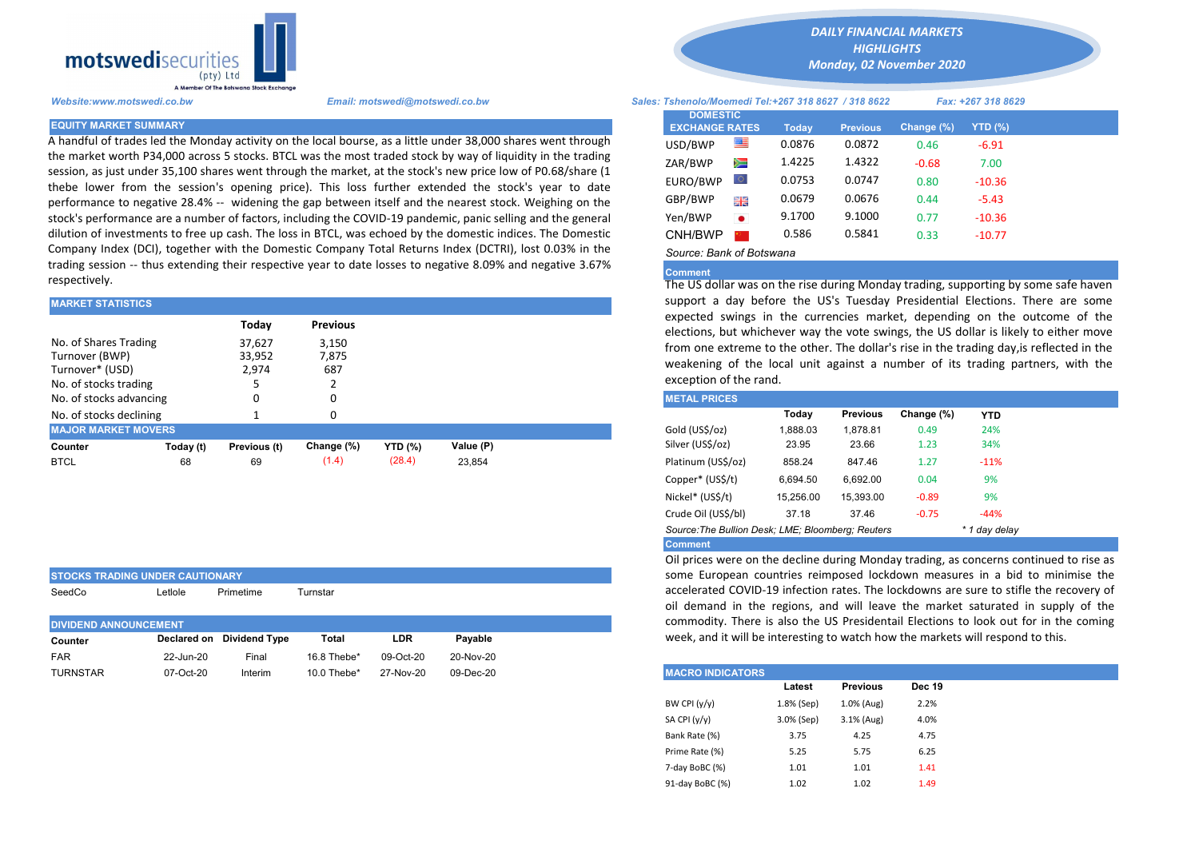motswedisecurities (pty) Ltd
A Member Of The Botswana Stock Exchange

*DAILY FINANCIAL MARKETS HIGHLIGHTS*
*Monday, 02 November 2020*

*Website:www.motswedi.co.bw* *Email: motswedi@motswedi.co.bw* *Sales: Tshenolo/Moemedi Tel:+267 318 8627 / 318 8622* *Fax: +267 318 8629*

## EQUITY MARKET SUMMARY

A handful of trades led the Monday activity on the local bourse, as a little under 38,000 shares went through the market worth P34,000 across 5 stocks. BTCL was the most traded stock by way of liquidity in the trading session, as just under 35,100 shares went through the market, at the stock's new price low of P0.68/share (1 thebe lower from the session's opening price). This loss further extended the stock's year to date performance to negative 28.4% -- widening the gap between itself and the nearest stock. Weighing on the stock's performance are a number of factors, including the COVID-19 pandemic, panic selling and the general dilution of investments to free up cash. The loss in BTCL, was echoed by the domestic indices. The Domestic Company Index (DCI), together with the Domestic Company Total Returns Index (DCTRI), lost 0.03% in the trading session -- thus extending their respective year to date losses to negative 8.09% and negative 3.67% respectively.

## MARKET STATISTICS

| | Today | Previous |
|---|---|---|
| No. of Shares Trading | 37,627 | 3,150 |
| Turnover (BWP) | 33,952 | 7,875 |
| Turnover* (USD) | 2,974 | 687 |
| No. of stocks trading | 5 | 2 |
| No. of stocks advancing | 0 | 0 |
| No. of stocks declining | 1 | 0 |

## MAJOR MARKET MOVERS

| Counter | Today (t) | Previous (t) | Change (%) | YTD (%) | Value (P) |
|---|---|---|---|---|---|
| BTCL | 68 | 69 | (1.4) | (28.4) | 23,854 |

## STOCKS TRADING UNDER CAUTIONARY

| SeedCo | Letlole | Primetime | Turnstar |
|---|---|---|---|

## DIVIDEND ANNOUNCEMENT

| Counter | Declared on | Dividend Type | Total | LDR | Payable |
|---|---|---|---|---|---|
| FAR | 22-Jun-20 | Final | 16.8 Thebe* | 09-Oct-20 | 20-Nov-20 |
| TURNSTAR | 07-Oct-20 | Interim | 10.0 Thebe* | 27-Nov-20 | 09-Dec-20 |

## DOMESTIC EXCHANGE RATES

| DOMESTIC EXCHANGE RATES | Today | Previous | Change (%) | YTD (%) |
|---|---|---|---|---|
| USD/BWP | 0.0876 | 0.0872 | 0.46 | -6.91 |
| ZAR/BWP | 1.4225 | 1.4322 | -0.68 | 7.00 |
| EURO/BWP | 0.0753 | 0.0747 | 0.80 | -10.36 |
| GBP/BWP | 0.0679 | 0.0676 | 0.44 | -5.43 |
| Yen/BWP | 9.1700 | 9.1000 | 0.77 | -10.36 |
| CNH/BWP | 0.586 | 0.5841 | 0.33 | -10.77 |

*Source: Bank of Botswana*

**Comment**

The US dollar was on the rise during Monday trading, supporting by some safe haven support a day before the US's Tuesday Presidential Elections. There are some expected swings in the currencies market, depending on the outcome of the elections, but whichever way the vote swings, the US dollar is likely to either move from one extreme to the other. The dollar's rise in the trading day,is reflected in the weakening of the local unit against a number of its trading partners, with the exception of the rand.

## METAL PRICES

| | Today | Previous | Change (%) | YTD |
|---|---|---|---|---|
| Gold (US$/oz) | 1,888.03 | 1,878.81 | 0.49 | 24% |
| Silver (US$/oz) | 23.95 | 23.66 | 1.23 | 34% |
| Platinum (US$/oz) | 858.24 | 847.46 | 1.27 | -11% |
| Copper* (US$/t) | 6,694.50 | 6,692.00 | 0.04 | 9% |
| Nickel* (US$/t) | 15,256.00 | 15,393.00 | -0.89 | 9% |
| Crude Oil (US$/bl) | 37.18 | 37.46 | -0.75 | -44% |

*Source:The Bullion Desk; LME; Bloomberg; Reuters* *\* 1 day delay*

**Comment**

Oil prices were on the decline during Monday trading, as concerns continued to rise as some European countries reimposed lockdown measures in a bid to minimise the accelerated COVID-19 infection rates. The lockdowns are sure to stifle the recovery of oil demand in the regions, and will leave the market saturated in supply of the commodity. There is also the US Presidentail Elections to look out for in the coming week, and it will be interesting to watch how the markets will respond to this.

## MACRO INDICATORS

| | Latest | Previous | Dec 19 |
|---|---|---|---|
| BW CPI (y/y) | 1.8% (Sep) | 1.0% (Aug) | 2.2% |
| SA CPI (y/y) | 3.0% (Sep) | 3.1% (Aug) | 4.0% |
| Bank Rate (%) | 3.75 | 4.25 | 4.75 |
| Prime Rate (%) | 5.25 | 5.75 | 6.25 |
| 7-day BoBC (%) | 1.01 | 1.01 | 1.41 |
| 91-day BoBC (%) | 1.02 | 1.02 | 1.49 |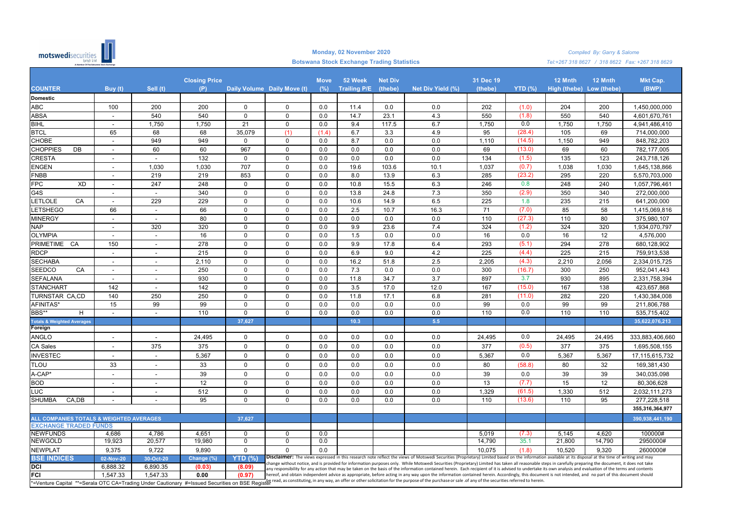motswedisecurities (pty) Ltd
A Member Of The Botswana Stock Exchange

**Monday, 02 November 2020**

**Botswana Stock Exchange Trading Statistics**

*Compiled By: Garry & Salome*

*Tel:+267 318 8627 / 318 8622 Fax: +267 318 8629*

| COUNTER | Buy (t) | Sell (t) | Closing Price (P) | Daily Volume | Daily Move (t) | Move (%) | 52 Week Trailing P/E | Net Div (thebe) | Net Div Yield (%) | 31 Dec 19 (thebe) | YTD (%) | 12 Mnth High (thebe) | 12 Mnth Low (thebe) | Mkt Cap. (BWP) |
|---|---|---|---|---|---|---|---|---|---|---|---|---|---|---|
| **Domestic** | | | | | | | | | | | | | | |
| ABC | 100 | 200 | 200 | 0 | 0 | 0.0 | 11.4 | 0.0 | 0.0 | 202 | (1.0) | 204 | 200 | 1,450,000,000 |
| ABSA | - | 540 | 540 | 0 | 0 | 0.0 | 14.7 | 23.1 | 4.3 | 550 | (1.8) | 550 | 540 | 4,601,670,761 |
| BIHL | - | 1,750 | 1,750 | 21 | 0 | 0.0 | 9.4 | 117.5 | 6.7 | 1,750 | 0.0 | 1,750 | 1,750 | 4,941,486,410 |
| BTCL | 65 | 68 | 68 | 35,079 | (1) | (1.4) | 6.7 | 3.3 | 4.9 | 95 | (28.4) | 105 | 69 | 714,000,000 |
| CHOBE | - | 949 | 949 | 0 | 0 | 0.0 | 8.7 | 0.0 | 0.0 | 1,110 | (14.5) | 1,150 | 949 | 848,782,203 |
| CHOPPIES DB | - | 60 | 60 | 967 | 0 | 0.0 | 0.0 | 0.0 | 0.0 | 69 | (13.0) | 69 | 60 | 782,177,005 |
| CRESTA | - | - | 132 | 0 | 0 | 0.0 | 0.0 | 0.0 | 0.0 | 134 | (1.5) | 135 | 123 | 243,718,126 |
| ENGEN | - | 1,030 | 1,030 | 707 | 0 | 0.0 | 19.6 | 103.6 | 10.1 | 1,037 | (0.7) | 1,038 | 1,030 | 1,645,138,866 |
| FNBB | - | 219 | 219 | 853 | 0 | 0.0 | 8.0 | 13.9 | 6.3 | 285 | (23.2) | 295 | 220 | 5,570,703,000 |
| FPC XD | - | 247 | 248 | 0 | 0 | 0.0 | 10.8 | 15.5 | 6.3 | 246 | 0.8 | 248 | 240 | 1,057,796,461 |
| G4S | - | - | 340 | 0 | 0 | 0.0 | 13.8 | 24.8 | 7.3 | 350 | (2.9) | 350 | 340 | 272,000,000 |
| LETLOLE CA | - | 229 | 229 | 0 | 0 | 0.0 | 10.6 | 14.9 | 6.5 | 225 | 1.8 | 235 | 215 | 641,200,000 |
| LETSHEGO | 66 | - | 66 | 0 | 0 | 0.0 | 2.5 | 10.7 | 16.3 | 71 | (7.0) | 85 | 58 | 1,415,069,816 |
| MINERGY | - | - | 80 | 0 | 0 | 0.0 | 0.0 | 0.0 | 0.0 | 110 | (27.3) | 110 | 80 | 375,980,107 |
| NAP | - | 320 | 320 | 0 | 0 | 0.0 | 9.9 | 23.6 | 7.4 | 324 | (1.2) | 324 | 320 | 1,934,070,797 |
| OLYMPIA | - | - | 16 | 0 | 0 | 0.0 | 1.5 | 0.0 | 0.0 | 16 | 0.0 | 16 | 12 | 4,576,000 |
| PRIMETIME CA | 150 | - | 278 | 0 | 0 | 0.0 | 9.9 | 17.8 | 6.4 | 293 | (5.1) | 294 | 278 | 680,128,902 |
| RDCP | - | - | 215 | 0 | 0 | 0.0 | 6.9 | 9.0 | 4.2 | 225 | (4.4) | 225 | 215 | 759,913,538 |
| SECHABA | - | - | 2,110 | 0 | 0 | 0.0 | 16.2 | 51.8 | 2.5 | 2,205 | (4.3) | 2,210 | 2,056 | 2,334,015,725 |
| SEEDCO CA | - | - | 250 | 0 | 0 | 0.0 | 7.3 | 0.0 | 0.0 | 300 | (16.7) | 300 | 250 | 952,041,443 |
| SEFALANA | - | - | 930 | 0 | 0 | 0.0 | 11.8 | 34.7 | 3.7 | 897 | 3.7 | 930 | 895 | 2,331,758,394 |
| STANCHART | 142 | - | 142 | 0 | 0 | 0.0 | 3.5 | 17.0 | 12.0 | 167 | (15.0) | 167 | 138 | 423,657,868 |
| TURNSTAR CA,CD | 140 | 250 | 250 | 0 | 0 | 0.0 | 11.8 | 17.1 | 6.8 | 281 | (11.0) | 282 | 220 | 1,430,384,008 |
| AFINITAS* | 15 | 99 | 99 | 0 | 0 | 0.0 | 0.0 | 0.0 | 0.0 | 99 | 0.0 | 99 | 99 | 211,806,788 |
| BBS** H | - | - | 110 | 0 | 0 | 0.0 | 0.0 | 0.0 | 0.0 | 110 | 0.0 | 110 | 110 | 535,715,402 |
| **Totals & Weighted Averages** | | | | **37,627** | | | **10.3** | | **5.5** | | | | | **35,622,076,213** |
| **Foreign** | | | | | | | | | | | | | | |
| ANGLO | - | - | 24,495 | 0 | 0 | 0.0 | 0.0 | 0.0 | 0.0 | 24,495 | 0.0 | 24,495 | 24,495 | 333,883,406,660 |
| CA Sales | - | 375 | 375 | 0 | 0 | 0.0 | 0.0 | 0.0 | 0.0 | 377 | (0.5) | 377 | 375 | 1,695,508,155 |
| INVESTEC | - | - | 5,367 | 0 | 0 | 0.0 | 0.0 | 0.0 | 0.0 | 5,367 | 0.0 | 5,367 | 5,367 | 17,115,615,732 |
| TLOU | 33 | - | 33 | 0 | 0 | 0.0 | 0.0 | 0.0 | 0.0 | 80 | (58.8) | 80 | 32 | 169,381,430 |
| A-CAP* | - | - | 39 | 0 | 0 | 0.0 | 0.0 | 0.0 | 0.0 | 39 | 0.0 | 39 | 39 | 340,035,098 |
| BOD | - | - | 12 | 0 | 0 | 0.0 | 0.0 | 0.0 | 0.0 | 13 | (7.7) | 15 | 12 | 80,306,628 |
| LUC | - | - | 512 | 0 | 0 | 0.0 | 0.0 | 0.0 | 0.0 | 1,329 | (61.5) | 1,330 | 512 | 2,032,111,273 |
| SHUMBA CA,DB | - | - | 95 | 0 | 0 | 0.0 | 0.0 | 0.0 | 0.0 | 110 | (13.6) | 110 | 95 | 277,228,518 |
| | | | | | | | | | | | | | | **355,316,364,977** |
| **ALL COMPANIES TOTALS & WEIGHTED AVERAGES** | | | | **37,627** | | | | | | | | | | **390,938,441,190** |
| **EXCHANGE TRADED FUNDS** | | | | | | | | | | | | | | |
| NEWFUNDS | 4,686 | 4,786 | 4,651 | 0 | 0 | 0.0 | | | | 5,019 | (7.3) | 5,145 | 4,620 | 100000# |
| NEWGOLD | 19,923 | 20,577 | 19,980 | 0 | 0 | 0.0 | | | | 14,790 | 35.1 | 21,800 | 14,790 | 2950000# |
| NEWPLAT | 9,375 | 9,722 | 9,890 | 0 | 0 | 0.0 | | | | 10,075 | (1.8) | 10,520 | 9,320 | 2600000# |

| BSE INDICES | 02-Nov-20 | 30-Oct-20 | Change (%) | YTD (%) |
|---|---|---|---|---|
| DCI | 6,888.32 | 6,890.35 | (0.03) | (8.09) |
| FCI | 1,547.33 | 1,547.33 | 0.00 | (0.97) |

**Disclaimer:** The views expressed in this research note reflect the views of Motswedi Securities (Proprietary) Limited based on the information available at its disposal at the time of writing and may change without notice, and is provided for information purposes only. While Motswedi Securities (Proprietary) Limited has taken all reasonable steps in carefully preparing the document, it does not take any responsibility for any action that may be taken on the basis of the information contained herein. Each recipient of it is advised to undertake its own analysis and evaluation of the terms and contents hereof, and obtain independent advice as appropriate, before acting in any way upon the information contained herein. Accordingly, this document is not intended, and no part of this document should be read, as constituting, in any way, an offer or other solicitation for the purpose of the purchase or sale .of any of the securities referred to herein.

*=Venture Capital **=Serala OTC CA=Trading Under Cautionary #=Issued Securities on BSE Register